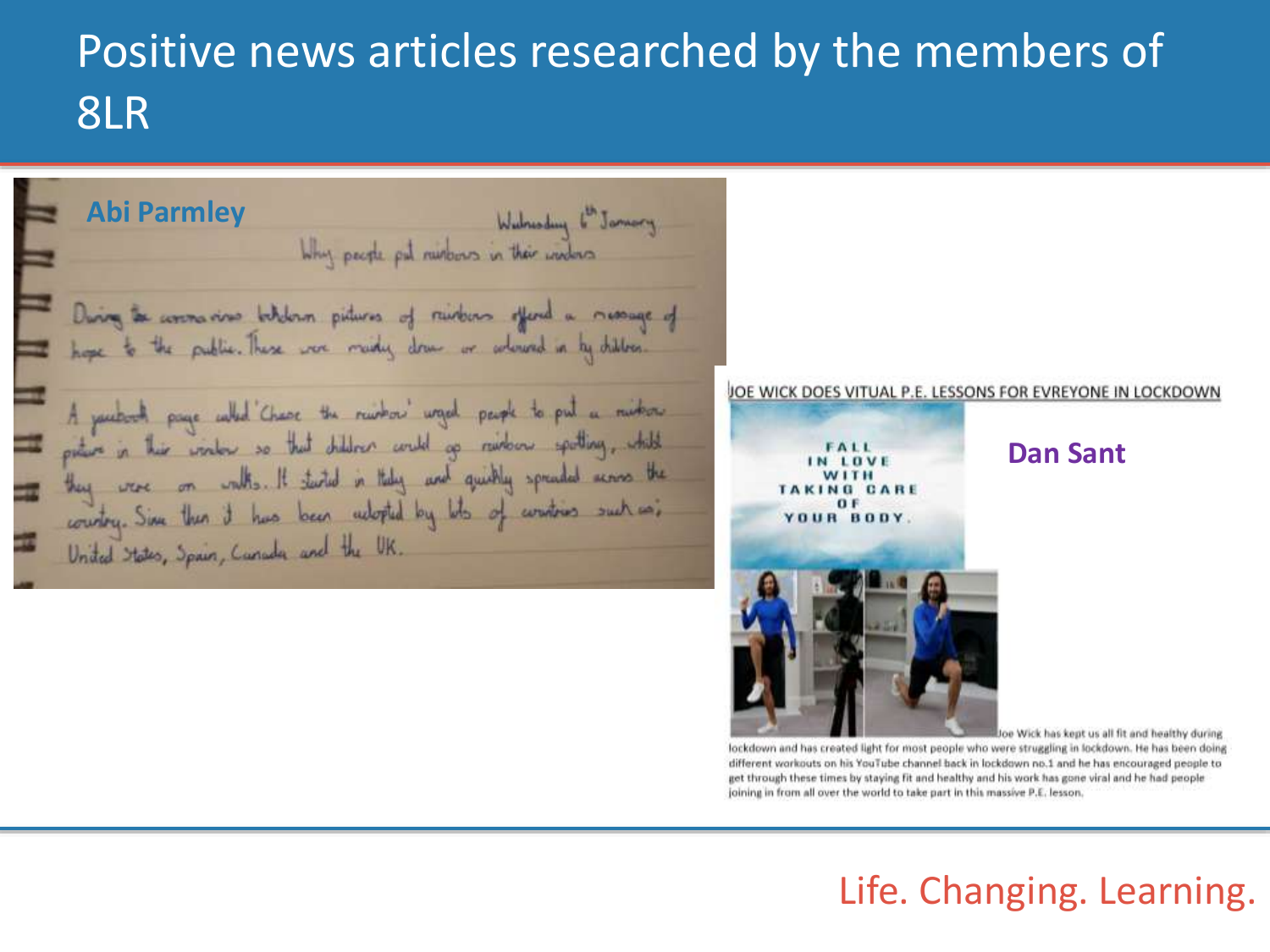# Positive news articles researched by the members of 8LR

**Abi Parmley**

Wednesday 6th January

Why people put rainbows in their windows

During the coronavirus lockdown pictures of rainbows offered a message of hope to the public. These were mainly drawn or coloured in by children.

A facebook page called 'Chase the rainbow' urged people to put a rainbow picture in their window so that children could go rainbow spotting, whilst they were on walks. It started in Italy and quickly spreaded across the country. Since then it has been adopted by lots of countries such as; United States, Spain, Canada and the UK.

**Dan Sant**

JOE WICK DOES VITUAL P.E. LESSONS FOR EVREYONE IN LOCKDOWN

FALL IN LOVE WITH TAKING CARE OF YOUR BODY.

Joe Wick has kept us all fit and healthy during lockdown and has created light for most people who were struggling in lockdown. He has been doing different workouts on his YouTube channel back in lockdown no.1 and he has encouraged people to get through these times by staying fit and healthy and his work has gone viral and he had people joining in from all over the world to take part in this massive P.E. lesson.

Life. Changing. Learning.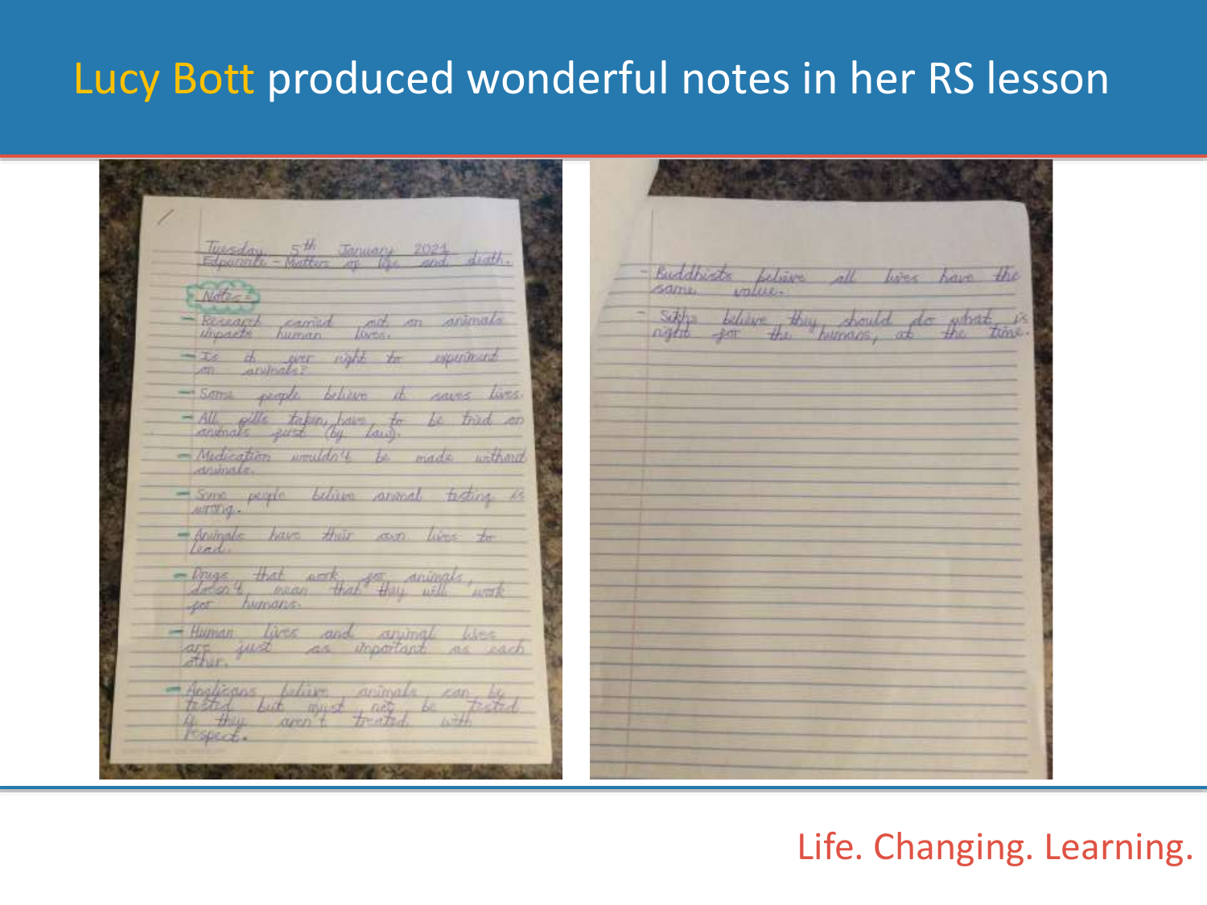# Lucy Bott produced wonderful notes in her RS lesson

Tuesday 5th January 2021
Edpuzzle – Matters of life and death.

Notes:

- Research carried out on animals impacts human lives.
- Is it ever right to experiment on animals?
- Some people believe it saves lives.
- All pills taken have to be tried on animals first (by law).
- Medication wouldn't be made without animals.
- Some people believe animal testing is wrong.
- Animals have their own lives to lead.
- Drugs that work for animals, doesn't mean that they will work for humans.
- Human lives and animal lives are just as important as each other.
- Anglicans believe animals can be tested but must not be tested if they aren't treated with respect.

- Buddhists believe all lives have the same value.
- Sikhs believe they should do what is right for the humans, at the time.

Life. Changing. Learning.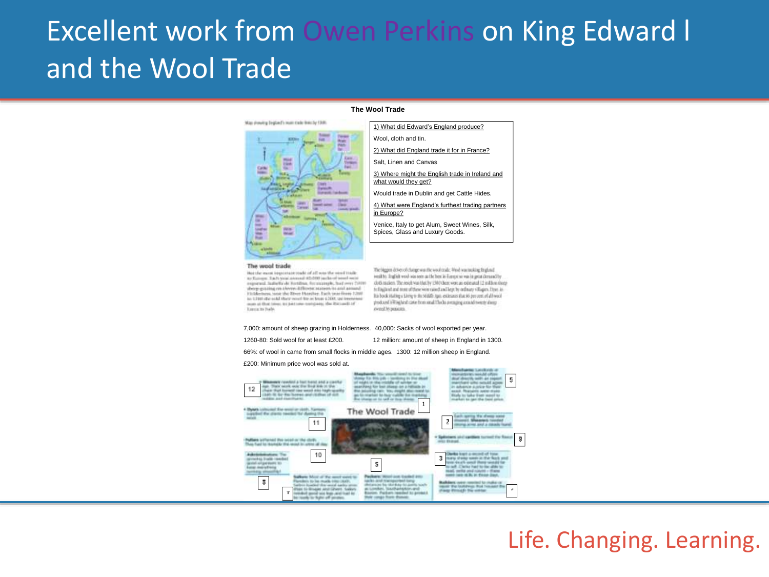# Excellent work from Owen Perkins on King Edward I and the Wool Trade

**The Wool Trade**

1) What did Edward's England produce?

Wool, cloth and tin.

2) What did England trade it for in France?

Salt, Linen and Canvas

3) Where might the English trade in Ireland and what would they get?

Would trade in Dublin and get Cattle Hides.

4) What were England's furthest trading partners in Europe?

Venice, Italy to get Alum, Sweet Wines, Silk, Spices, Glass and Luxury Goods.

7,000: amount of sheep grazing in Holderness. 40,000: Sacks of wool exported per year.

1260-80: Sold wool for at least £200. 12 million: amount of sheep in England in 1300.

66%: of wool in came from small flocks in middle ages. 1300: 12 million sheep in England.

£200: Minimum price wool was sold at.

Life. Changing. Learning.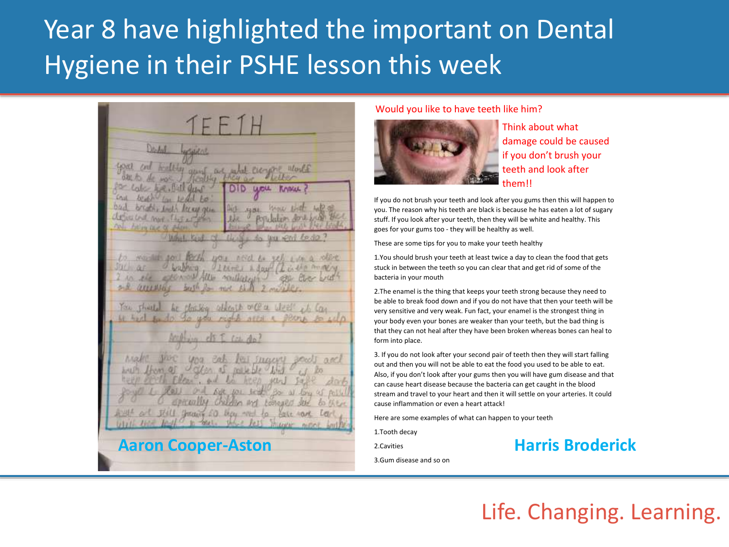# Year 8 have highlighted the important on Dental Hygiene in their PSHE lesson this week

**Aaron Cooper-Aston**

Would you like to have teeth like him?

Think about what damage could be caused if you don't brush your teeth and look after them!!

If you do not brush your teeth and look after you gums then this will happen to you. The reason why his teeth are black is because he has eaten a lot of sugary stuff. If you look after your teeth, then they will be white and healthy. This goes for your gums too - they will be healthy as well.

These are some tips for you to make your teeth healthy

1.You should brush your teeth at least twice a day to clean the food that gets stuck in between the teeth so you can clear that and get rid of some of the bacteria in your mouth

2.The enamel is the thing that keeps your teeth strong because they need to be able to break food down and if you do not have that then your teeth will be very sensitive and very weak. Fun fact, your enamel is the strongest thing in your body even your bones are weaker than your teeth, but the bad thing is that they can not heal after they have been broken whereas bones can heal to form into place.

3. If you do not look after your second pair of teeth then they will start falling out and then you will not be able to eat the food you used to be able to eat. Also, if you don't look after your gums then you will have gum disease and that can cause heart disease because the bacteria can get caught in the blood stream and travel to your heart and then it will settle on your arteries. It could cause inflammation or even a heart attack!

Here are some examples of what can happen to your teeth

1.Tooth decay

2.Cavities

3.Gum disease and so on

**Harris Broderick**

Life. Changing. Learning.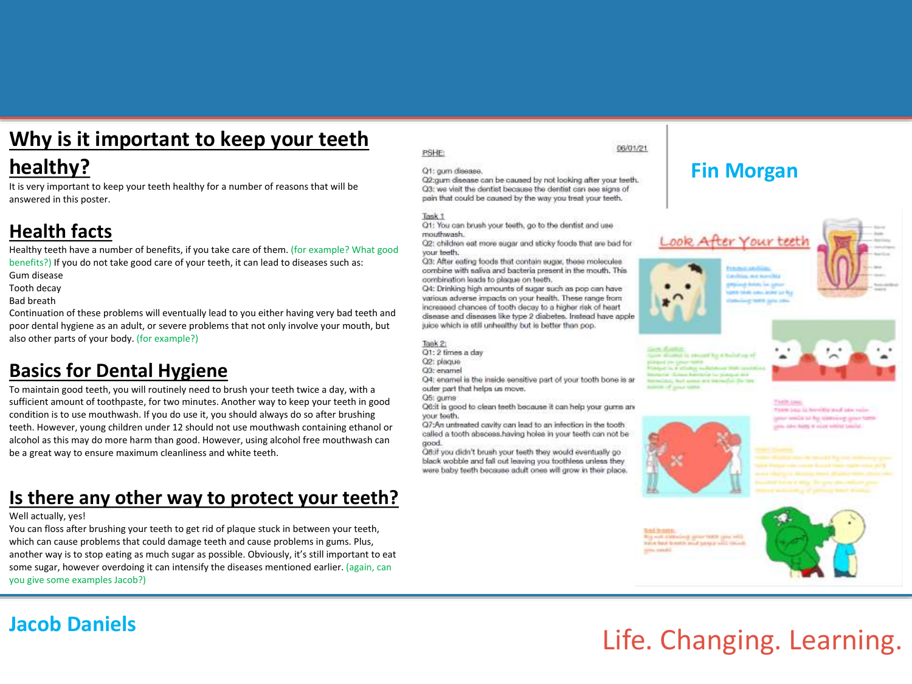## Why is it important to keep your teeth healthy?

It is very important to keep your teeth healthy for a number of reasons that will be answered in this poster.

## Health facts

Healthy teeth have a number of benefits, if you take care of them. (for example? What good benefits?) If you do not take good care of your teeth, it can lead to diseases such as:

Gum disease
Tooth decay
Bad breath

Continuation of these problems will eventually lead to you either having very bad teeth and poor dental hygiene as an adult, or severe problems that not only involve your mouth, but also other parts of your body. (for example?)

## Basics for Dental Hygiene

To maintain good teeth, you will routinely need to brush your teeth twice a day, with a sufficient amount of toothpaste, for two minutes. Another way to keep your teeth in good condition is to use mouthwash. If you do use it, you should always do so after brushing teeth. However, young children under 12 should not use mouthwash containing ethanol or alcohol as this may do more harm than good. However, using alcohol free mouthwash can be a great way to ensure maximum cleanliness and white teeth.

## Is there any other way to protect your teeth?

Well actually, yes!

You can floss after brushing your teeth to get rid of plaque stuck in between your teeth, which can cause problems that could damage teeth and cause problems in gums. Plus, another way is to stop eating as much sugar as possible. Obviously, it's still important to eat some sugar, however overdoing it can intensify the diseases mentioned earlier. (again, can you give some examples Jacob?)

PSHE: 06/01/21

Q1: gum disease.
Q2:gum disease can be caused by not looking after your teeth.
Q3: we visit the dentist because the dentist can see signs of pain that could be caused by the way you treat your teeth.

Task 1
Q1: You can brush your teeth, go to the dentist and use mouthwash.
Q2: children eat more sugar and sticky foods that are bad for your teeth.
Q3: After eating foods that contain sugar, these molecules combine with saliva and bacteria present in the mouth. This combination leads to plaque on teeth.
Q4: Drinking high amounts of sugar such as pop can have various adverse impacts on your health. These range from increased chances of tooth decay to a higher risk of heart disease and diseases like type 2 diabetes. Instead have apple juice which is still unhealthy but is better than pop.

Task 2:
Q1: 2 times a day
Q2: plaque
Q3: enamel
Q4: enamel is the inside sensitive part of your tooth bone is ar outer part that helps us move.
Q5: gums
Q6:it is good to clean teeth because it can help your gums and your teeth.
Q7:An untreated cavity can lead to an infection in the tooth called a tooth abscess.having holes in your teeth can not be good.
Q8:if you didn't brush your teeth they would eventually go black wobble and fall out leaving you toothless unless they were baby teeth because adult ones will grow in their place.

**Fin Morgan**

Look After Your teeth

**Jacob Daniels**

Life. Changing. Learning.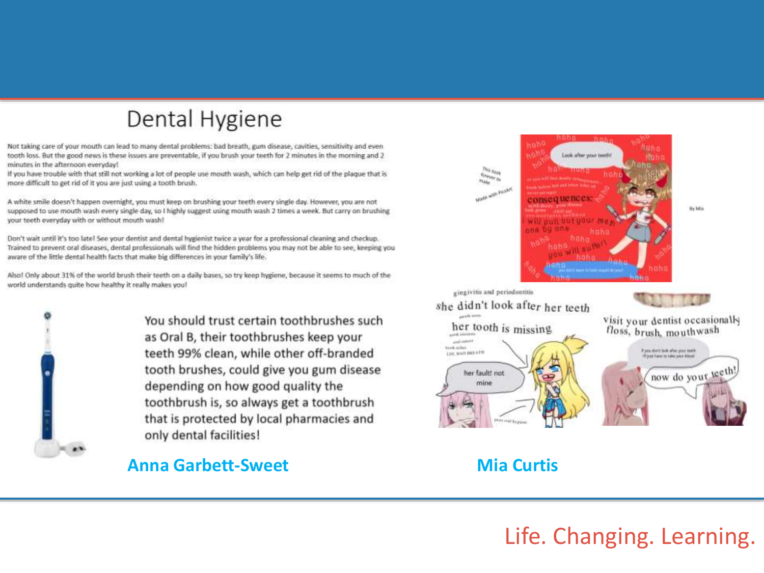# Dental Hygiene

Not taking care of your mouth can lead to many dental problems: bad breath, gum disease, cavities, sensitivity and even tooth loss. But the good news is these issues are preventable, if you brush your teeth for 2 minutes in the morning and 2 minutes in the afternoon everyday!
If you have trouble with that still not working a lot of people use mouth wash, which can help get rid of the plaque that is more difficult to get rid of it you are just using a tooth brush.

A white smile doesn't happen overnight, you must keep on brushing your teeth every single day. However, you are not supposed to use mouth wash every single day, so I highly suggest using mouth wash 2 times a week. But carry on brushing your teeth everyday with or without mouth wash!

Don't wait until it's too late! See your dentist and dental hygienist twice a year for a professional cleaning and checkup. Trained to prevent oral diseases, dental professionals will find the hidden problems you may not be able to see, keeping you aware of the little dental health facts that make big differences in your family's life.

Also! Only about 31% of the world brush their teeth on a daily bases, so try keep hygiene, because it seems to much of the world understands quite how healthy it really makes you!

You should trust certain toothbrushes such as Oral B, their toothbrushes keep your teeth 99% clean, while other off-branded tooth brushes, could give you gum disease depending on how good quality the toothbrush is, so always get a toothbrush that is protected by local pharmacies and only dental facilities!

**Anna Garbett-Sweet**

**Mia Curtis**

Life. Changing. Learning.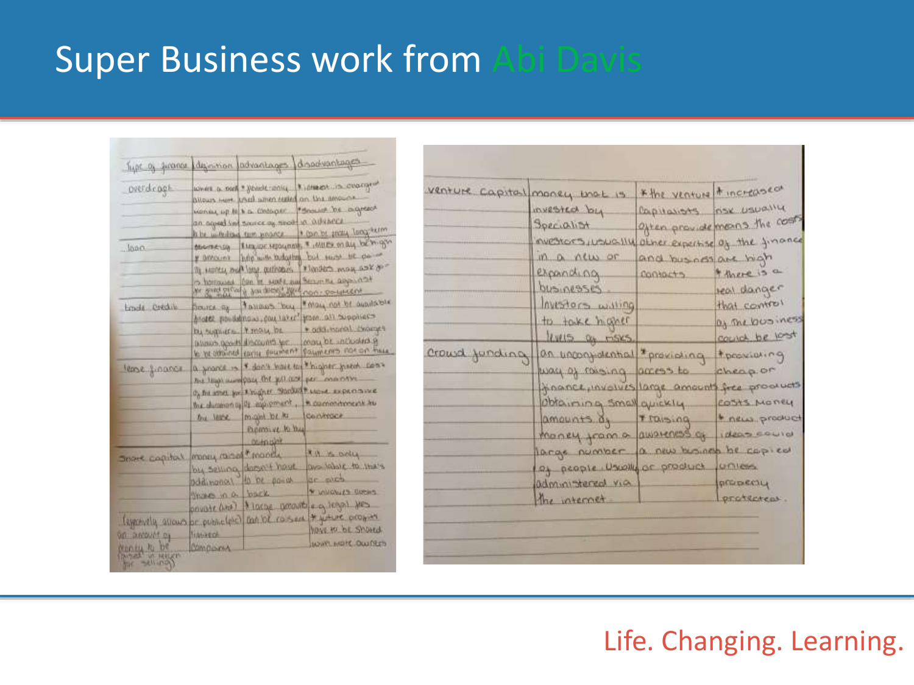# Super Business work from Abi Davis

| Type of finance | definition | advantages | disadvantages |
|---|---|---|---|
| overdraft | where a bank allows money up to an agreed limit to be withdrawn | * flexible-only used when needed * a cheaper source of short term finance | * interest is charged on the amount * should be agreed in advance * can be pricy long-term |
| loan | borrowing an amount of money that is borrowed for a given period of time | * regular repayments help with budgeting * large purchases can be made | * interest may be high but must be paid * lenders may ask for security against non-payment |
| trade credit | source of finance provided by suppliers allows goods to be obtained | * allows 'buy now, pay later' * may be discounts for early payment | * may not be available from all suppliers * additional charges may be included if payments not on time |
| lease finance | a finance is the legal ... of the asset for the duration of the lease | * don't have to pay the full cost of equipment * higher standard of equipment, might be to expensive to buy outright | * higher fixed costs per month * more expensive * commitment to contract |
| share capital (effectively allows an amount of money to be raised in return for selling) | money raised by selling additional shares in a private (ltd) or public (plc) limited company | * money doesn't have to be paid back * large amounts can be raised | * it is only available to ltd's or plc's * involves costs e.g. legal fees * future profits have to be shared with more owners |
| venture capital | money that is invested by specialist investors, usually in a new or expanding businesses. Investors willing to take higher levels of risks. | * the venture capitalists often provide other expertise and business contacts | * increased risk usually means the costs of the finance are high * there is a real danger that control of the business could be lost |
| crowd funding | an unconfidential way of raising finance, involves obtaining small amounts of money from a large number of people. Usually administered via the internet | * providing access to large amounts quickly * raising awareness of a new business or product | * providing cheap or free products costs money * new product ideas could be copied unless properly protected. |

Life. Changing. Learning.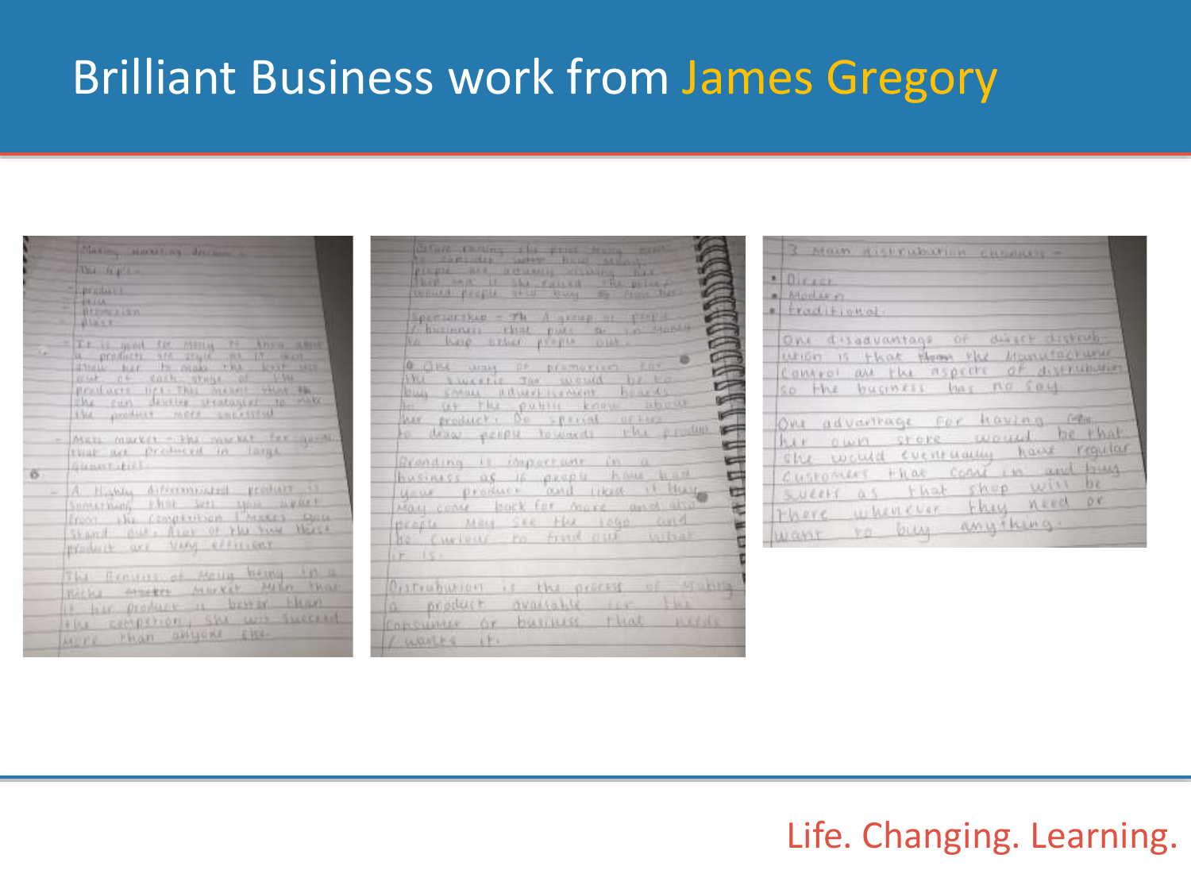# Brilliant Business work from James Gregory

Making marketing decisions -

The 4p's -

- product
- price
- promotion
- place

- It is good for Molly to know about a products life cycle as it will show her to make the best use out of each stage of the products life. This means that she can develop strategies to make the product more successful.

- Mass market - the market for goods that are produced in large quantities.

- A highly differentiated product is something that sets you apart from the competition. It makes you stand out. A lot of the time these products are very efficient.

The benefits of Molly being in a niche market mean that if her product is better than the competition, she will succeed more than anyone else.

Before raising the price Molly needs to consider where how many people are actually visiting her shop and if she raised the price would people still buy from her.

Sponsorship - A group of people / business that puts in money to help other people out.

One way of promotion for the sweetie jar would be to buy small advertisement boards to let the public know about her product. Do special offers to draw people towards the product.

Branding is important in a business as if people have had your product and liked it they may come back for more and also people may see the logo and be curious to find out what it is.

Distribution is the process of making a product available for the consumer or business that needs / wants it.

3 main distribution channels -

- Direct
- Modern
- Traditional

One disadvantage of direct distribution is that the manufacturer control all the aspects of distribution so the business has no say.

One advantage for having her own store would be that she would eventually have regular customers that come in and buy sweets as that shop will be there whenever they need or want to buy anything.

Life. Changing. Learning.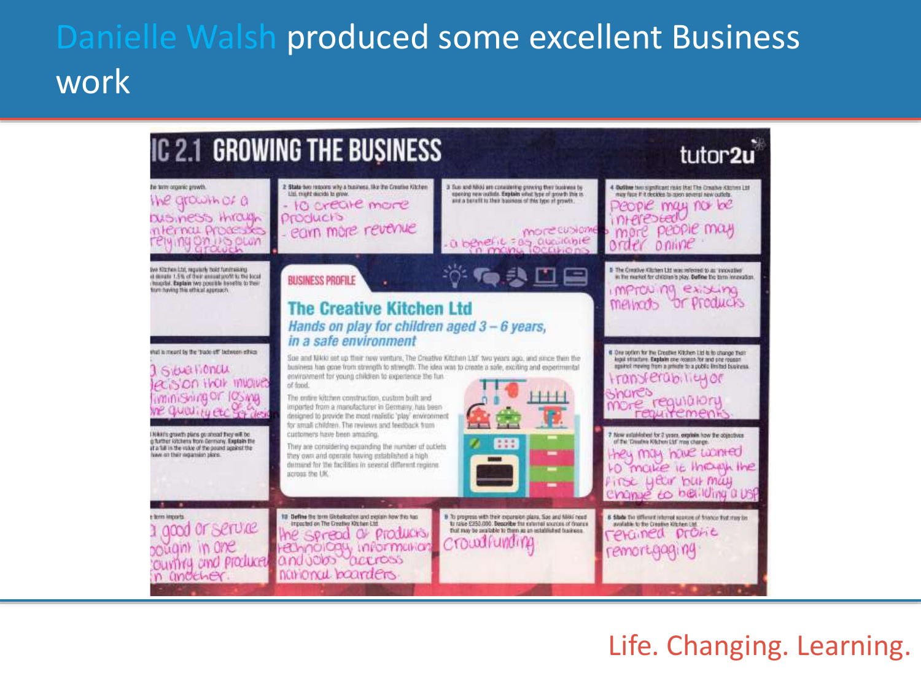# Danielle Walsh produced some excellent Business work

## IC 2.1 GROWING THE BUSINESS

tutor2u

**BUSINESS PROFILE**

**The Creative Kitchen Ltd**

*Hands on play for children aged 3 – 6 years, in a safe environment*

Sue and Nikki set up their new venture, The Creative Kitchen Ltd two years ago, and since then the business has gone from strength to strength. The idea was to create a safe, exciting and experimental environment for young children to experience the fun of food.

The entire kitchen construction, custom built and imported from a manufacturer in Germany, has been designed to provide the most realistic 'play' environment for small children. The reviews and feedback from customers have been amazing.

They are considering expanding the number of outlets they own and operate having established a high demand for the facilities in several different regions across the UK.

**1** ...the term organic growth.

the growth of a business through internal processes relying on its own growth

**2** State two reasons why a business, like the Creative Kitchen Ltd, might decide to grow.

- to create more products
- earn more revenue

**3** Sue and Nikki are considering growing their business by opening new outlets. Explain what type of growth this is and a benefit to their business of this type of growth.

more customers
- a benefit = as available in many locations

**4** Outline two significant risks that The Creative Kitchen Ltd may face if it decides to open several new outlets.

people may not be interested
more people may order online

**5** The Creative Kitchen Ltd was referred to as 'innovative' in the market for children's play. Define the term innovation.

improving existing methods or products

**6** One option for the Creative Kitchen Ltd is to change their legal structure. Explain one reason for and one reason against moving from a private to a public limited business.

transferability of shares
more regulatory requirements

**7** Now established for 2 years, explain how the objectives of the Creative Kitchen Ltd may change.

they may have wanted to make it through the first year but may change to building a USP

**8** State the different internal sources of finance that may be available to the Creative Kitchen Ltd.

retained profit
remortgaging

**9** To progress with their expansion plans, Sue and Nikki need to raise £250,000. Describe the external sources of finance that may be available to them as an established business.

crowdfunding

**10** Define the term Globalisation and explain how this has impacted on The Creative Kitchen Ltd.

the spread of products, technology, information and jobs across national boarders

...the Kitchen Ltd, regularly hold fundraising ...d donate 1.5% of their annual profit to the local ...hospital. Explain two possible benefits to their ...from having this ethical approach.

...hat is meant by the 'trade off' between ethics

a situational decision that involves minimising or losing the quality etc of a decision

...Nikki's growth plans go ahead they will be ...g further kitchens from Germany. Explain the ...at a fall in the value of the pound against the ...have on their expansion plans.

...term imports.

a good or service bought in one country and produced in another

Life. Changing. Learning.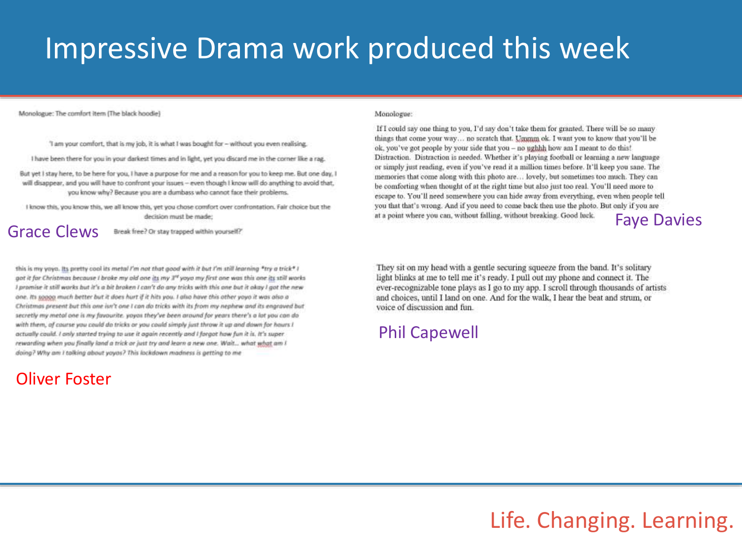# Impressive Drama work produced this week

Monologue: The comfort item (The black hoodie)

'I am your comfort, that is my job, it is what I was bought for – without you even realising.

I have been there for you in your darkest times and in light, yet you discard me in the corner like a rag.

But yet I stay here, to be here for you, I have a purpose for me and a reason for you to keep me. But one day, I will disappear, and you will have to confront your issues – even though I know will do anything to avoid that, you know why? Because you are a dumbass who cannot face their problems.

I know this, you know this, we all know this, yet you chose comfort over confrontation. Fair choice but the decision must be made;

Break free? Or stay trapped within yourself?'

Grace Clews

Monologue:

If I could say one thing to you, I'd say don't take them for granted. There will be so many things that come your way… no scratch that. Ummm ok. I want you to know that you'll be ok, you've got people by your side that you – no ughhh how am I meant to do this! Distraction. Distraction is needed. Whether it's playing football or learning a new language or simply just reading, even if you've read it a million times before. It'll keep you sane. The memories that come along with this photo are… lovely, but sometimes too much. They can be comforting when thought of at the right time but also just too real. You'll need more to escape to. You'll need somewhere you can hide away from everything, even when people tell you that that's wrong. And if you need to come back then use the photo. But only if you are at a point where you can, without falling, without breaking. Good luck.

Faye Davies

*this is my yoyo. Its pretty cool its metal I'm not that good with it but I'm still learning *try a trick* I got it for Christmas because I broke my old one its my 3rd yoyo my first one was this one its still works I promise it still works but it's a bit broken I can't do any tricks with this one but it okay I got the new one. Its soooo much better but it does hurt if it hits you. I also have this other yoyo it was also a Christmas present but this one isn't one I can do tricks with its from my nephew and its engraved but secretly my metal one is my favourite. yoyos they've been around for years there's a lot you can do with them, of course you could do tricks or you could simply just throw it up and down for hours I actually could. I only started trying to use it again recently and I forgot how fun it is. It's super rewarding when you finally land a trick or just try and learn a new one. Wait… what what am I doing? Why am I talking about yoyos? This lockdown madness is getting to me*

Oliver Foster

They sit on my head with a gentle securing squeeze from the band. It's solitary light blinks at me to tell me it's ready. I pull out my phone and connect it. The ever-recognizable tone plays as I go to my app. I scroll through thousands of artists and choices, until I land on one. And for the walk, I hear the beat and strum, or voice of discussion and fun.

Phil Capewell

Life. Changing. Learning.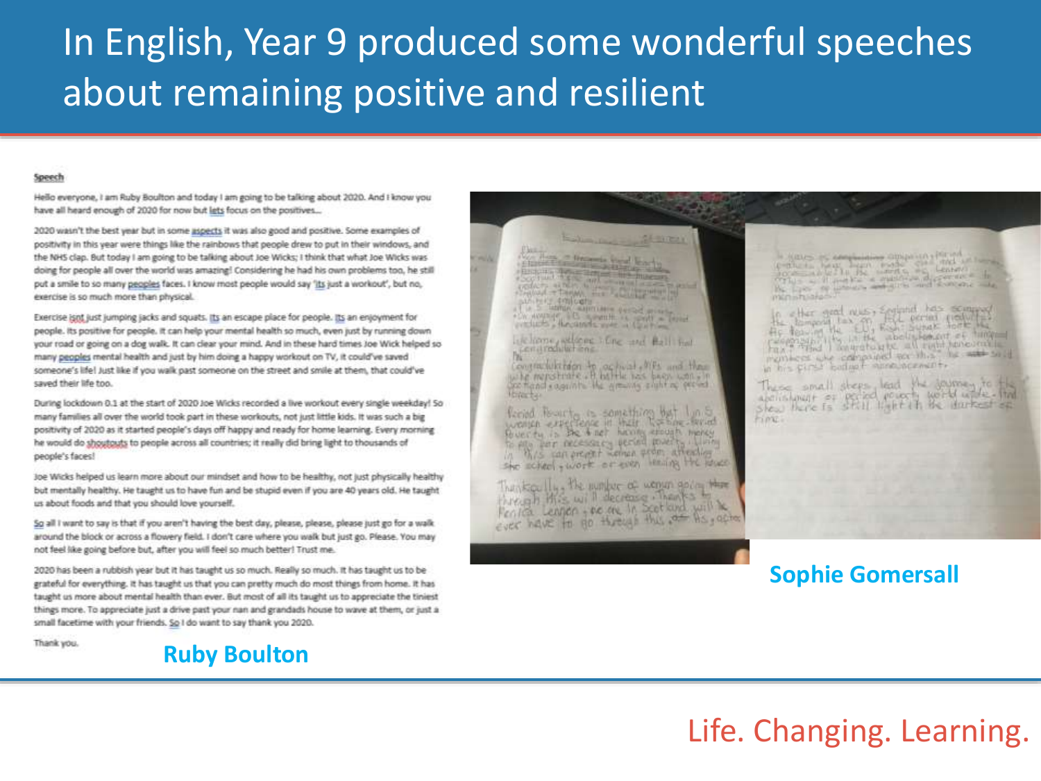# In English, Year 9 produced some wonderful speeches about remaining positive and resilient

**Speech**

Hello everyone, I am Ruby Boulton and today I am going to be talking about 2020. And I know you have all heard enough of 2020 for now but lets focus on the positives…

2020 wasn't the best year but in some aspects it was also good and positive. Some examples of positivity in this year were things like the rainbows that people drew to put in their windows, and the NHS clap. But today I am going to be talking about Joe Wicks; I think that what Joe Wicks was doing for people all over the world was amazing! Considering he had his own problems too, he still put a smile to so many peoples faces. I know most people would say 'its just a workout', but no, exercise is so much more than physical.

Exercise isnt just jumping jacks and squats. Its an escape place for people. Its an enjoyment for people. Its positive for people. It can help your mental health so much, even just by running down your road or going on a dog walk. It can clear your mind. And in these hard times Joe Wick helped so many peoples mental health and just by him doing a happy workout on TV, it could've saved someone's life! Just like if you walk past someone on the street and smile at them, that could've saved their life too.

During lockdown 0.1 at the start of 2020 Joe Wicks recorded a live workout every single weekday! So many families all over the world took part in these workouts, not just little kids. It was such a big positivity of 2020 as it started people's days off happy and ready for home learning. Every morning he would do shoutouts to people across all countries; it really did bring light to thousands of people's faces!

Joe Wicks helped us learn more about our mindset and how to be healthy, not just physically healthy but mentally healthy. He taught us to have fun and be stupid even if you are 40 years old. He taught us about foods and that you should love yourself.

So all I want to say is that if you aren't having the best day, please, please, please just go for a walk around the block or across a flowery field. I don't care where you walk but just go. Please. You may not feel like going before but, after you will feel so much better! Trust me.

2020 has been a rubbish year but it has taught us so much. Really so much. It has taught us to be grateful for everything. It has taught us that you can pretty much do most things from home. It has taught us more about mental health than ever. But most of all its taught us to appreciate the tiniest things more. To appreciate just a drive past your nan and grandads house to wave at them, or just a small facetime with your friends. So I do want to say thank you 2020.

Thank you.

**Ruby Boulton**

**Sophie Gomersall**

Life. Changing. Learning.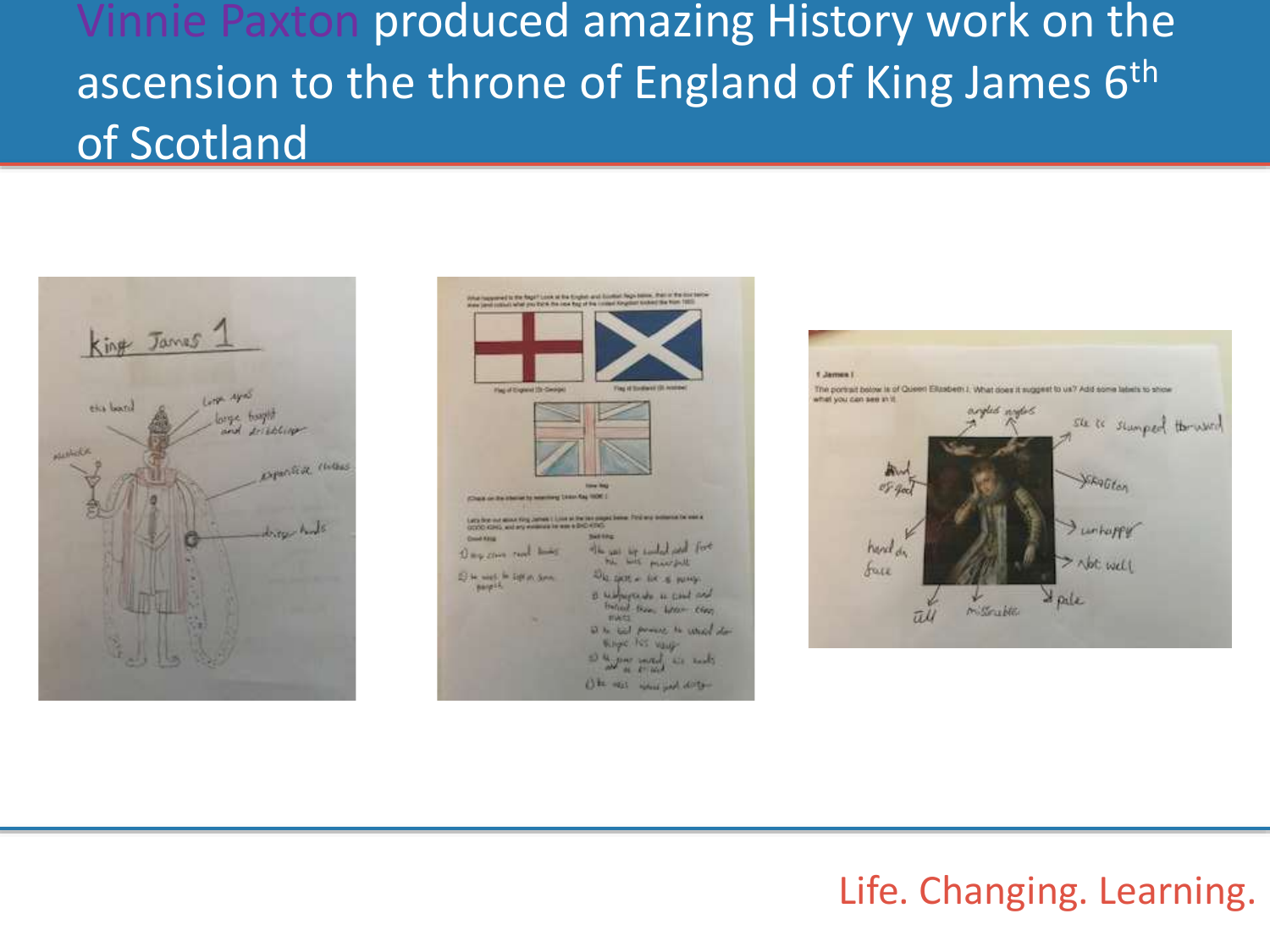# Vinnie Paxton produced amazing History work on the ascension to the throne of England of King James 6th of Scotland

Life. Changing. Learning.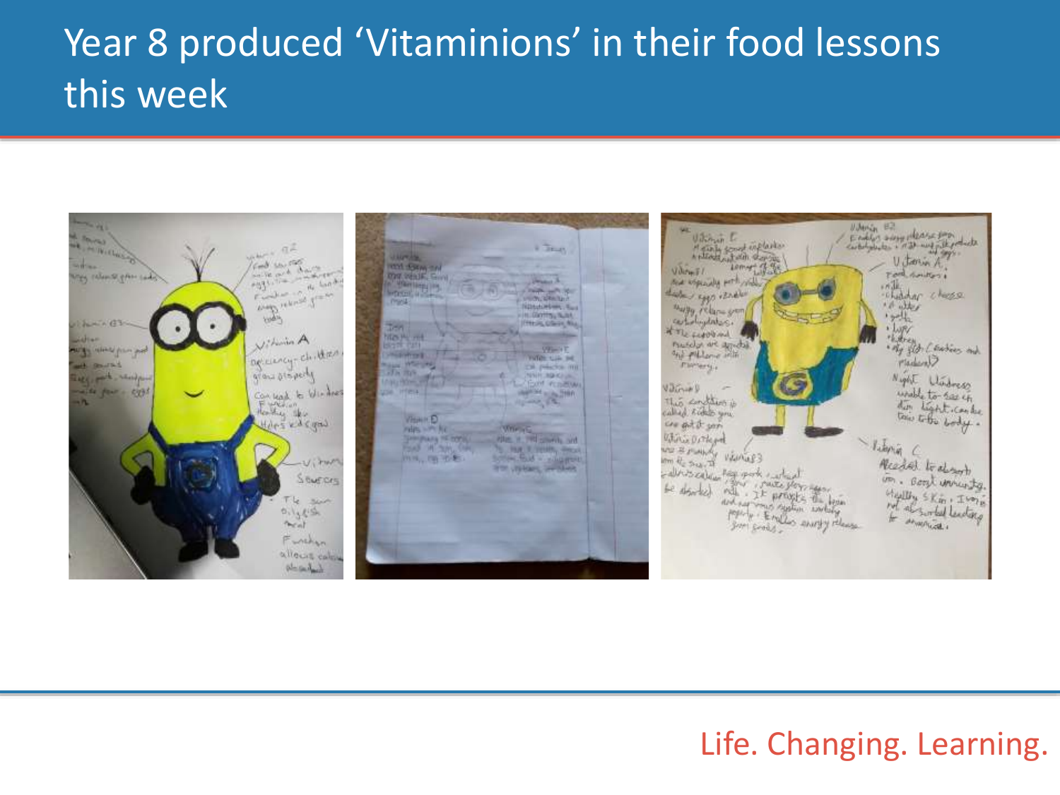# Year 8 produced 'Vitaminions' in their food lessons this week

Life. Changing. Learning.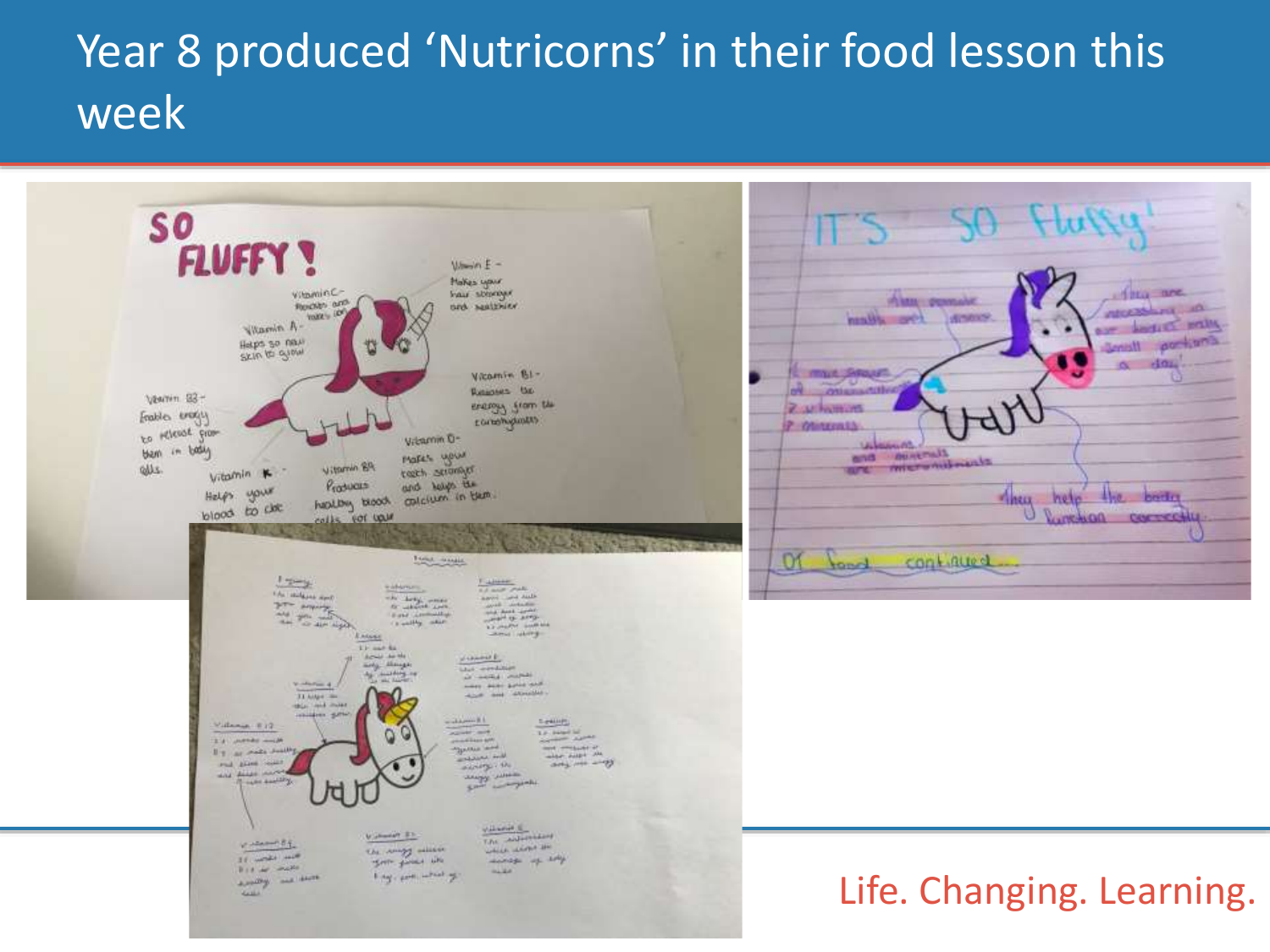# Year 8 produced 'Nutricorns' in their food lesson this week

Life. Changing. Learning.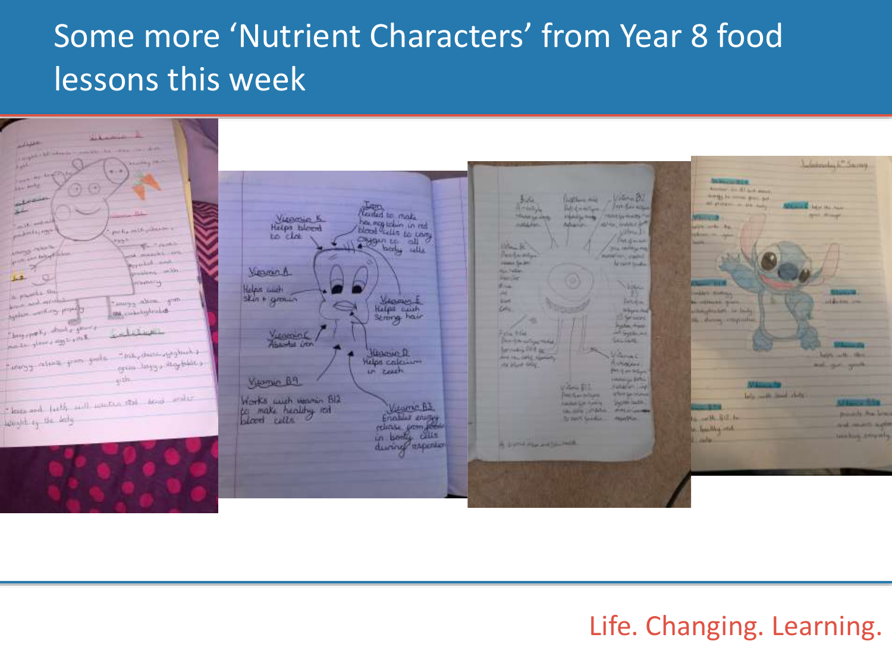# Some more 'Nutrient Characters' from Year 8 food lessons this week